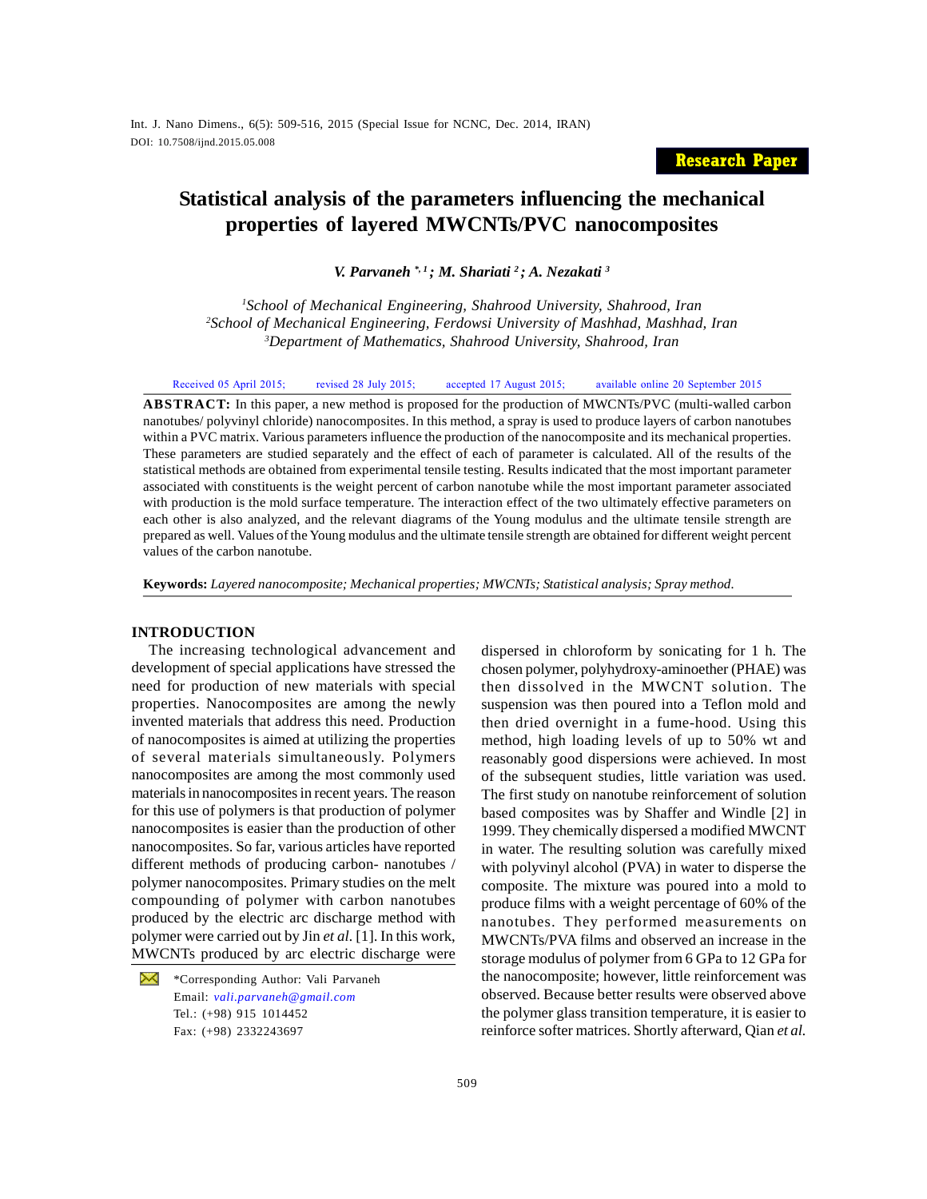Research Paper

# Statistical analysis of the parameters influencing the mechanical properties of layered MWCNTs/PVC nanocomposites

*V. Parvaneh* [*, 1]*; M. Shariati* [2]*; A. Nezakati* [3]

[1]*School of Mechanical Engineering, Shahrood University, Shahrood, Iran*
[2]*School of Mechanical Engineering, Ferdowsi University of Mashhad, Mashhad, Iran*
[3]*Department of Mathematics, Shahrood University, Shahrood, Iran*

Received 05 April 2015; revised 28 July 2015; accepted 17 August 2015; available online 20 September 2015

**ABSTRACT:** In this paper, a new method is proposed for the production of MWCNTs/PVC (multi-walled carbon nanotubes/ polyvinyl chloride) nanocomposites. In this method, a spray is used to produce layers of carbon nanotubes within a PVC matrix. Various parameters influence the production of the nanocomposite and its mechanical properties. These parameters are studied separately and the effect of each of parameter is calculated. All of the results of the statistical methods are obtained from experimental tensile testing. Results indicated that the most important parameter associated with constituents is the weight percent of carbon nanotube while the most important parameter associated with production is the mold surface temperature. The interaction effect of the two ultimately effective parameters on each other is also analyzed, and the relevant diagrams of the Young modulus and the ultimate tensile strength are prepared as well. Values of the Young modulus and the ultimate tensile strength are obtained for different weight percent values of the carbon nanotube.

**Keywords:** *Layered nanocomposite; Mechanical properties; MWCNTs; Statistical analysis; Spray method.*

## INTRODUCTION

The increasing technological advancement and development of special applications have stressed the need for production of new materials with special properties. Nanocomposites are among the newly invented materials that address this need. Production of nanocomposites is aimed at utilizing the properties of several materials simultaneously. Polymers nanocomposites are among the most commonly used materials in nanocomposites in recent years. The reason for this use of polymers is that production of polymer nanocomposites is easier than the production of other nanocomposites. So far, various articles have reported different methods of producing carbon- nanotubes / polymer nanocomposites. Primary studies on the melt compounding of polymer with carbon nanotubes produced by the electric arc discharge method with polymer were carried out by Jin *et al.* [1]. In this work, MWCNTs produced by arc electric discharge were dispersed in chloroform by sonicating for 1 h. The chosen polymer, polyhydroxy-aminoether (PHAE) was then dissolved in the MWCNT solution. The suspension was then poured into a Teflon mold and then dried overnight in a fume-hood. Using this method, high loading levels of up to 50% wt and reasonably good dispersions were achieved. In most of the subsequent studies, little variation was used. The first study on nanotube reinforcement of solution based composites was by Shaffer and Windle [2] in 1999. They chemically dispersed a modified MWCNT in water. The resulting solution was carefully mixed with polyvinyl alcohol (PVA) in water to disperse the composite. The mixture was poured into a mold to produce films with a weight percentage of 60% of the nanotubes. They performed measurements on MWCNTs/PVA films and observed an increase in the storage modulus of polymer from 6 GPa to 12 GPa for the nanocomposite; however, little reinforcement was observed. Because better results were observed above the polymer glass transition temperature, it is easier to reinforce softer matrices. Shortly afterward, Qian *et al.*

*Corresponding Author: Vali Parvaneh
Email: *vali.parvaneh@gmail.com*
Tel.: (+98) 915 1014452
Fax: (+98) 2332243697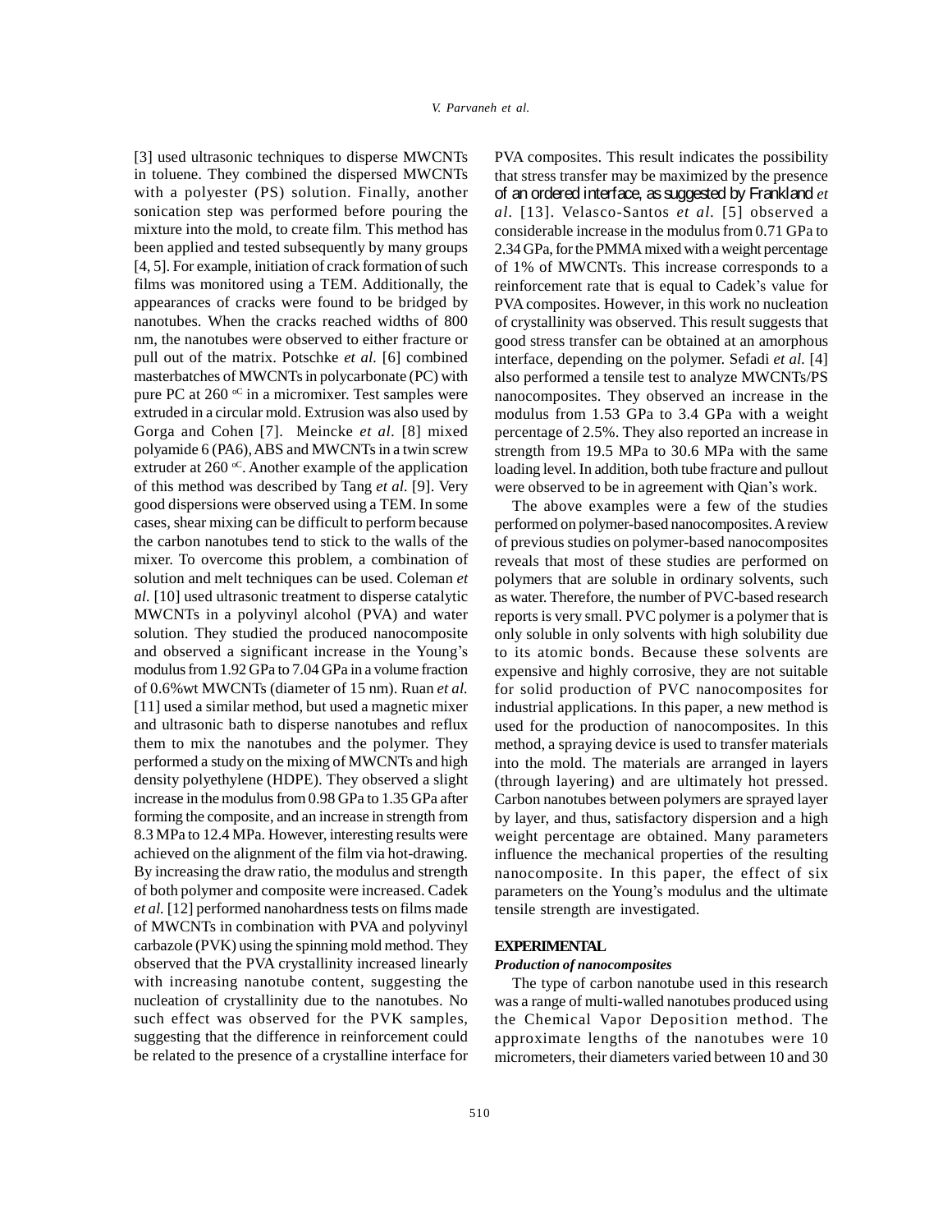[3] used ultrasonic techniques to disperse MWCNTs in toluene. They combined the dispersed MWCNTs with a polyester (PS) solution. Finally, another sonication step was performed before pouring the mixture into the mold, to create film. This method has been applied and tested subsequently by many groups [4, 5]. For example, initiation of crack formation of such films was monitored using a TEM. Additionally, the appearances of cracks were found to be bridged by nanotubes. When the cracks reached widths of 800 nm, the nanotubes were observed to either fracture or pull out of the matrix. Potschke *et al.* [6] combined masterbatches of MWCNTs in polycarbonate (PC) with pure PC at 260 $^{oC}$ in a micromixer. Test samples were extruded in a circular mold. Extrusion was also used by Gorga and Cohen [7]. Meincke *et al.* [8] mixed polyamide 6 (PA6), ABS and MWCNTs in a twin screw extruder at 260 $^{oC}$. Another example of the application of this method was described by Tang *et al.* [9]. Very good dispersions were observed using a TEM. In some cases, shear mixing can be difficult to perform because the carbon nanotubes tend to stick to the walls of the mixer. To overcome this problem, a combination of solution and melt techniques can be used. Coleman *et al.* [10] used ultrasonic treatment to disperse catalytic MWCNTs in a polyvinyl alcohol (PVA) and water solution. They studied the produced nanocomposite and observed a significant increase in the Young's modulus from 1.92 GPa to 7.04 GPa in a volume fraction of 0.6%wt MWCNTs (diameter of 15 nm). Ruan *et al.* [11] used a similar method, but used a magnetic mixer and ultrasonic bath to disperse nanotubes and reflux them to mix the nanotubes and the polymer. They performed a study on the mixing of MWCNTs and high density polyethylene (HDPE). They observed a slight increase in the modulus from 0.98 GPa to 1.35 GPa after forming the composite, and an increase in strength from 8.3 MPa to 12.4 MPa. However, interesting results were achieved on the alignment of the film via hot-drawing. By increasing the draw ratio, the modulus and strength of both polymer and composite were increased. Cadek *et al.* [12] performed nanohardness tests on films made of MWCNTs in combination with PVA and polyvinyl carbazole (PVK) using the spinning mold method. They observed that the PVA crystallinity increased linearly with increasing nanotube content, suggesting the nucleation of crystallinity due to the nanotubes. No such effect was observed for the PVK samples, suggesting that the difference in reinforcement could be related to the presence of a crystalline interface for PVA composites. This result indicates the possibility that stress transfer may be maximized by the presence of an ordered interface, as suggested by Frankland *et al.* [13]. Velasco-Santos *et al.* [5] observed a considerable increase in the modulus from 0.71 GPa to 2.34 GPa, for the PMMA mixed with a weight percentage of 1% of MWCNTs. This increase corresponds to a reinforcement rate that is equal to Cadek's value for PVA composites. However, in this work no nucleation of crystallinity was observed. This result suggests that good stress transfer can be obtained at an amorphous interface, depending on the polymer. Sefadi *et al.* [4] also performed a tensile test to analyze MWCNTs/PS nanocomposites. They observed an increase in the modulus from 1.53 GPa to 3.4 GPa with a weight percentage of 2.5%. They also reported an increase in strength from 19.5 MPa to 30.6 MPa with the same loading level. In addition, both tube fracture and pullout were observed to be in agreement with Qian's work.

The above examples were a few of the studies performed on polymer-based nanocomposites. A review of previous studies on polymer-based nanocomposites reveals that most of these studies are performed on polymers that are soluble in ordinary solvents, such as water. Therefore, the number of PVC-based research reports is very small. PVC polymer is a polymer that is only soluble in only solvents with high solubility due to its atomic bonds. Because these solvents are expensive and highly corrosive, they are not suitable for solid production of PVC nanocomposites for industrial applications. In this paper, a new method is used for the production of nanocomposites. In this method, a spraying device is used to transfer materials into the mold. The materials are arranged in layers (through layering) and are ultimately hot pressed. Carbon nanotubes between polymers are sprayed layer by layer, and thus, satisfactory dispersion and a high weight percentage are obtained. Many parameters influence the mechanical properties of the resulting nanocomposite. In this paper, the effect of six parameters on the Young's modulus and the ultimate tensile strength are investigated.

## EXPERIMENTAL

### *Production of nanocomposites*

The type of carbon nanotube used in this research was a range of multi-walled nanotubes produced using the Chemical Vapor Deposition method. The approximate lengths of the nanotubes were 10 micrometers, their diameters varied between 10 and 30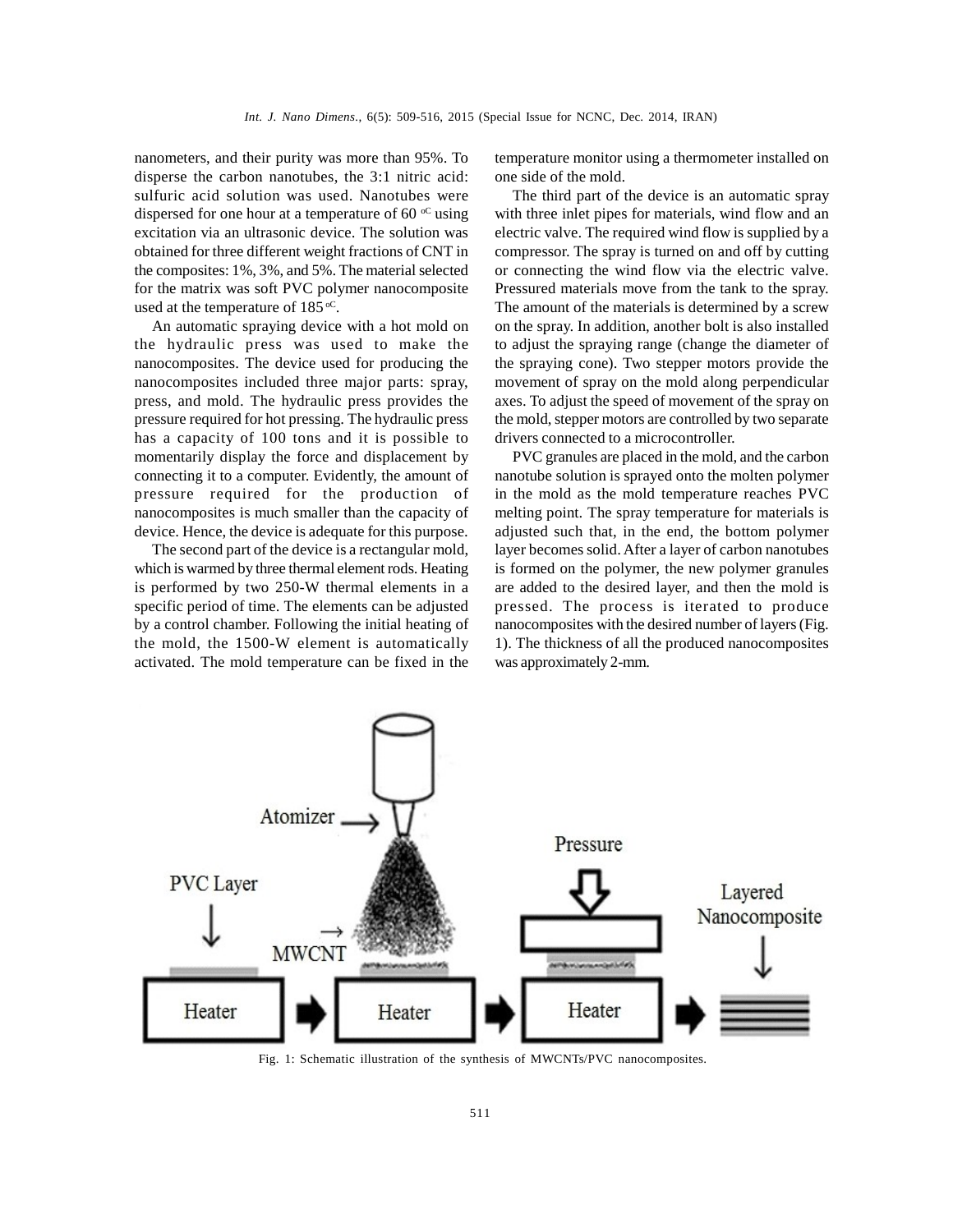nanometers, and their purity was more than 95%. To disperse the carbon nanotubes, the 3:1 nitric acid: sulfuric acid solution was used. Nanotubes were dispersed for one hour at a temperature of 60 $^{oC}$ using excitation via an ultrasonic device. The solution was obtained for three different weight fractions of CNT in the composites: 1%, 3%, and 5%. The material selected for the matrix was soft PVC polymer nanocomposite used at the temperature of 185 $^{oC}$.

An automatic spraying device with a hot mold on the hydraulic press was used to make the nanocomposites. The device used for producing the nanocomposites included three major parts: spray, press, and mold. The hydraulic press provides the pressure required for hot pressing. The hydraulic press has a capacity of 100 tons and it is possible to momentarily display the force and displacement by connecting it to a computer. Evidently, the amount of pressure required for the production of nanocomposites is much smaller than the capacity of device. Hence, the device is adequate for this purpose.

The second part of the device is a rectangular mold, which is warmed by three thermal element rods. Heating is performed by two 250-W thermal elements in a specific period of time. The elements can be adjusted by a control chamber. Following the initial heating of the mold, the 1500-W element is automatically activated. The mold temperature can be fixed in the temperature monitor using a thermometer installed on one side of the mold.

The third part of the device is an automatic spray with three inlet pipes for materials, wind flow and an electric valve. The required wind flow is supplied by a compressor. The spray is turned on and off by cutting or connecting the wind flow via the electric valve. Pressured materials move from the tank to the spray. The amount of the materials is determined by a screw on the spray. In addition, another bolt is also installed to adjust the spraying range (change the diameter of the spraying cone). Two stepper motors provide the movement of spray on the mold along perpendicular axes. To adjust the speed of movement of the spray on the mold, stepper motors are controlled by two separate drivers connected to a microcontroller.

PVC granules are placed in the mold, and the carbon nanotube solution is sprayed onto the molten polymer in the mold as the mold temperature reaches PVC melting point. The spray temperature for materials is adjusted such that, in the end, the bottom polymer layer becomes solid. After a layer of carbon nanotubes is formed on the polymer, the new polymer granules are added to the desired layer, and then the mold is pressed. The process is iterated to produce nanocomposites with the desired number of layers (Fig. 1). The thickness of all the produced nanocomposites was approximately 2-mm.

Atomizer
PVC Layer
MWCNT
Pressure
Layered Nanocomposite
Heater
Heater
Heater

Fig. 1: Schematic illustration of the synthesis of MWCNTs/PVC nanocomposites.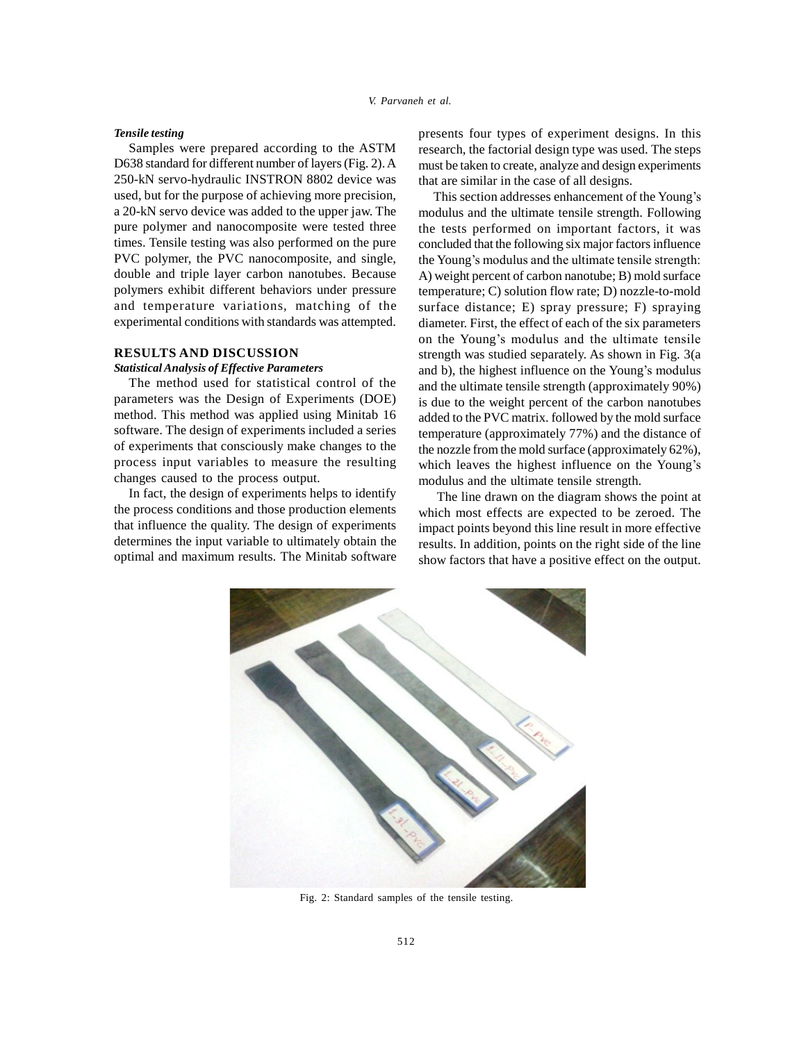### *Tensile testing*

Samples were prepared according to the ASTM D638 standard for different number of layers (Fig. 2). A 250-kN servo-hydraulic INSTRON 8802 device was used, but for the purpose of achieving more precision, a 20-kN servo device was added to the upper jaw. The pure polymer and nanocomposite were tested three times. Tensile testing was also performed on the pure PVC polymer, the PVC nanocomposite, and single, double and triple layer carbon nanotubes. Because polymers exhibit different behaviors under pressure and temperature variations, matching of the experimental conditions with standards was attempted.

## RESULTS AND DISCUSSION

### *Statistical Analysis of Effective Parameters*

The method used for statistical control of the parameters was the Design of Experiments (DOE) method. This method was applied using Minitab 16 software. The design of experiments included a series of experiments that consciously make changes to the process input variables to measure the resulting changes caused to the process output.

In fact, the design of experiments helps to identify the process conditions and those production elements that influence the quality. The design of experiments determines the input variable to ultimately obtain the optimal and maximum results. The Minitab software presents four types of experiment designs. In this research, the factorial design type was used. The steps must be taken to create, analyze and design experiments that are similar in the case of all designs.

This section addresses enhancement of the Young's modulus and the ultimate tensile strength. Following the tests performed on important factors, it was concluded that the following six major factors influence the Young's modulus and the ultimate tensile strength: A) weight percent of carbon nanotube; B) mold surface temperature; C) solution flow rate; D) nozzle-to-mold surface distance; E) spray pressure; F) spraying diameter. First, the effect of each of the six parameters on the Young's modulus and the ultimate tensile strength was studied separately. As shown in Fig. 3(a and b), the highest influence on the Young's modulus and the ultimate tensile strength (approximately 90%) is due to the weight percent of the carbon nanotubes added to the PVC matrix. followed by the mold surface temperature (approximately 77%) and the distance of the nozzle from the mold surface (approximately 62%), which leaves the highest influence on the Young's modulus and the ultimate tensile strength.

The line drawn on the diagram shows the point at which most effects are expected to be zeroed. The impact points beyond this line result in more effective results. In addition, points on the right side of the line show factors that have a positive effect on the output.

Fig. 2: Standard samples of the tensile testing.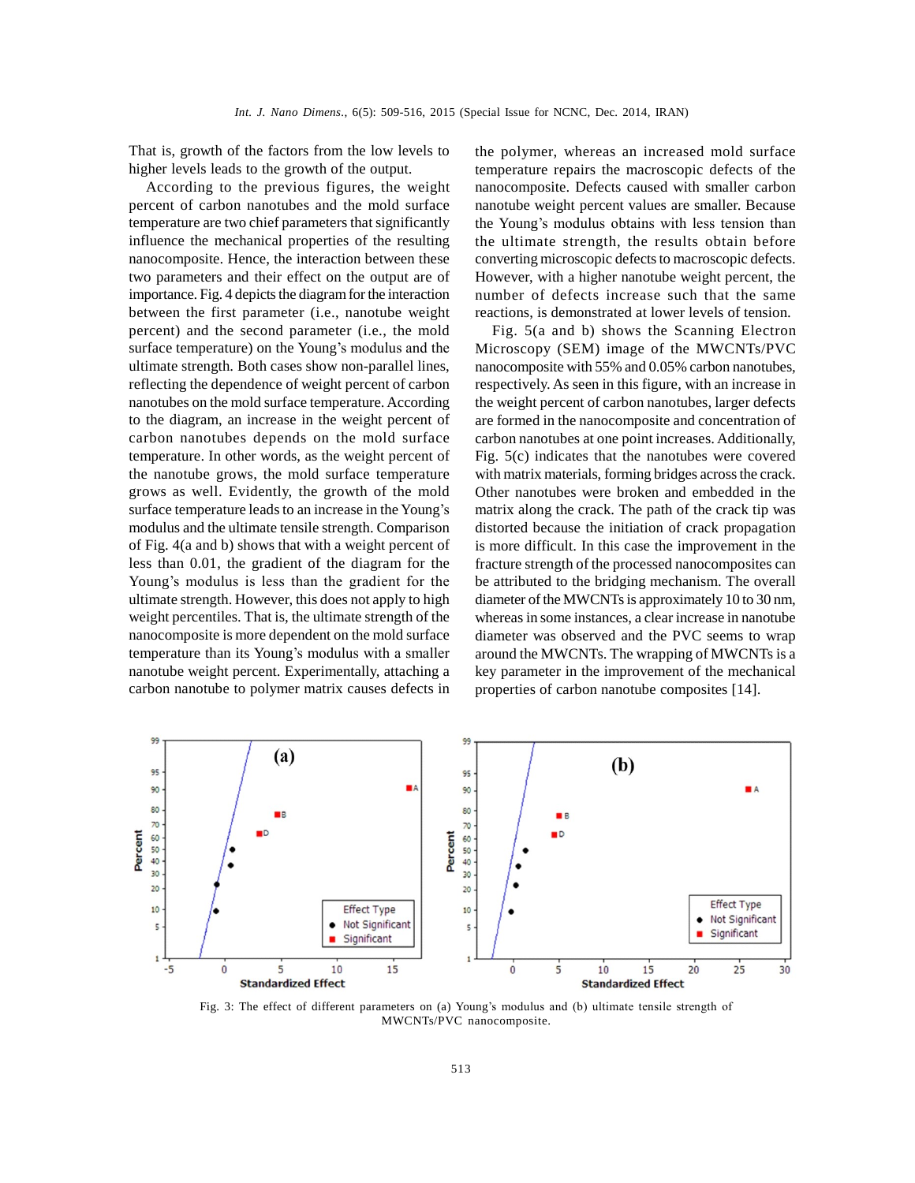That is, growth of the factors from the low levels to higher levels leads to the growth of the output.

According to the previous figures, the weight percent of carbon nanotubes and the mold surface temperature are two chief parameters that significantly influence the mechanical properties of the resulting nanocomposite. Hence, the interaction between these two parameters and their effect on the output are of importance. Fig. 4 depicts the diagram for the interaction between the first parameter (i.e., nanotube weight percent) and the second parameter (i.e., the mold surface temperature) on the Young's modulus and the ultimate strength. Both cases show non-parallel lines, reflecting the dependence of weight percent of carbon nanotubes on the mold surface temperature. According to the diagram, an increase in the weight percent of carbon nanotubes depends on the mold surface temperature. In other words, as the weight percent of the nanotube grows, the mold surface temperature grows as well. Evidently, the growth of the mold surface temperature leads to an increase in the Young's modulus and the ultimate tensile strength. Comparison of Fig. 4(a and b) shows that with a weight percent of less than 0.01, the gradient of the diagram for the Young's modulus is less than the gradient for the ultimate strength. However, this does not apply to high weight percentiles. That is, the ultimate strength of the nanocomposite is more dependent on the mold surface temperature than its Young's modulus with a smaller nanotube weight percent. Experimentally, attaching a carbon nanotube to polymer matrix causes defects in the polymer, whereas an increased mold surface temperature repairs the macroscopic defects of the nanocomposite. Defects caused with smaller carbon nanotube weight percent values are smaller. Because the Young's modulus obtains with less tension than the ultimate strength, the results obtain before converting microscopic defects to macroscopic defects. However, with a higher nanotube weight percent, the number of defects increase such that the same reactions, is demonstrated at lower levels of tension.

Fig. 5(a and b) shows the Scanning Electron Microscopy (SEM) image of the MWCNTs/PVC nanocomposite with 55% and 0.05% carbon nanotubes, respectively. As seen in this figure, with an increase in the weight percent of carbon nanotubes, larger defects are formed in the nanocomposite and concentration of carbon nanotubes at one point increases. Additionally, Fig. 5(c) indicates that the nanotubes were covered with matrix materials, forming bridges across the crack. Other nanotubes were broken and embedded in the matrix along the crack. The path of the crack tip was distorted because the initiation of crack propagation is more difficult. In this case the improvement in the fracture strength of the processed nanocomposites can be attributed to the bridging mechanism. The overall diameter of the MWCNTs is approximately 10 to 30 nm, whereas in some instances, a clear increase in nanotube diameter was observed and the PVC seems to wrap around the MWCNTs. The wrapping of MWCNTs is a key parameter in the improvement of the mechanical properties of carbon nanotube composites [14].

Fig. 3: The effect of different parameters on (a) Young's modulus and (b) ultimate tensile strength of MWCNTs/PVC nanocomposite.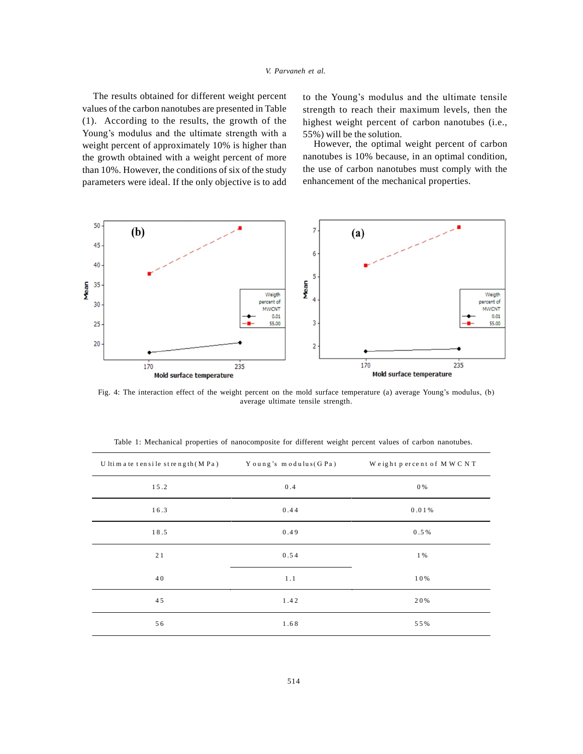The results obtained for different weight percent values of the carbon nanotubes are presented in Table (1). According to the results, the growth of the Young's modulus and the ultimate strength with a weight percent of approximately 10% is higher than the growth obtained with a weight percent of more than 10%. However, the conditions of six of the study parameters were ideal. If the only objective is to add to the Young's modulus and the ultimate tensile strength to reach their maximum levels, then the highest weight percent of carbon nanotubes (i.e., 55%) will be the solution.

However, the optimal weight percent of carbon nanotubes is 10% because, in an optimal condition, the use of carbon nanotubes must comply with the enhancement of the mechanical properties.

Fig. 4: The interaction effect of the weight percent on the mold surface temperature (a) average Young's modulus, (b) average ultimate tensile strength.

Table 1: Mechanical properties of nanocomposite for different weight percent values of carbon nanotubes.

| Ultimate tensile strength (MPa) | Young's modulus (GPa) | Weight percent of MWCNT |
|---|---|---|
| 15.2 | 0.4 | 0% |
| 16.3 | 0.44 | 0.01% |
| 18.5 | 0.49 | 0.5% |
| 21 | 0.54 | 1% |
| 40 | 1.1 | 10% |
| 45 | 1.42 | 20% |
| 56 | 1.68 | 55% |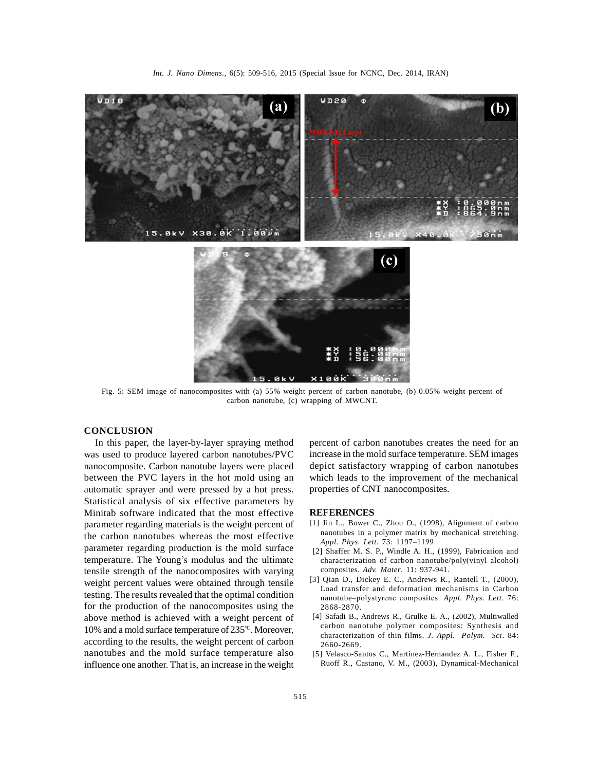Fig. 5: SEM image of nanocomposites with (a) 55% weight percent of carbon nanotube, (b) 0.05% weight percent of carbon nanotube, (c) wrapping of MWCNT.

## CONCLUSION

In this paper, the layer-by-layer spraying method was used to produce layered carbon nanotubes/PVC nanocomposite. Carbon nanotube layers were placed between the PVC layers in the hot mold using an automatic sprayer and were pressed by a hot press. Statistical analysis of six effective parameters by Minitab software indicated that the most effective parameter regarding materials is the weight percent of the carbon nanotubes whereas the most effective parameter regarding production is the mold surface temperature. The Young's modulus and the ultimate tensile strength of the nanocomposites with varying weight percent values were obtained through tensile testing. The results revealed that the optimal condition for the production of the nanocomposites using the above method is achieved with a weight percent of 10% and a mold surface temperature of 235℃. Moreover, according to the results, the weight percent of carbon nanotubes and the mold surface temperature also influence one another. That is, an increase in the weight percent of carbon nanotubes creates the need for an increase in the mold surface temperature. SEM images depict satisfactory wrapping of carbon nanotubes which leads to the improvement of the mechanical properties of CNT nanocomposites.

## REFERENCES

[1] Jin L., Bower C., Zhou O., (1998), Alignment of carbon nanotubes in a polymer matrix by mechanical stretching. *Appl. Phys. Lett*. 73: 1197–1199.

[2] Shaffer M. S. P., Windle A. H., (1999), Fabrication and characterization of carbon nanotube/poly(vinyl alcohol) composites. *Adv. Mater*. 11: 937-941.

[3] Qian D., Dickey E. C., Andrews R., Rantell T., (2000), Load transfer and deformation mechanisms in Carbon nanotube–polystyrene composites. *Appl. Phys. Lett*. 76: 2868-2870.

[4] Safadi B., Andrews R., Grulke E. A., (2002), Multiwalled carbon nanotube polymer composites: Synthesis and characterization of thin films. *J. Appl. Polym. Sci*. 84: 2660-2669.

[5] Velasco-Santos C., Martinez-Hernandez A. L., Fisher F., Ruoff R., Castano, V. M., (2003), Dynamical-Mechanical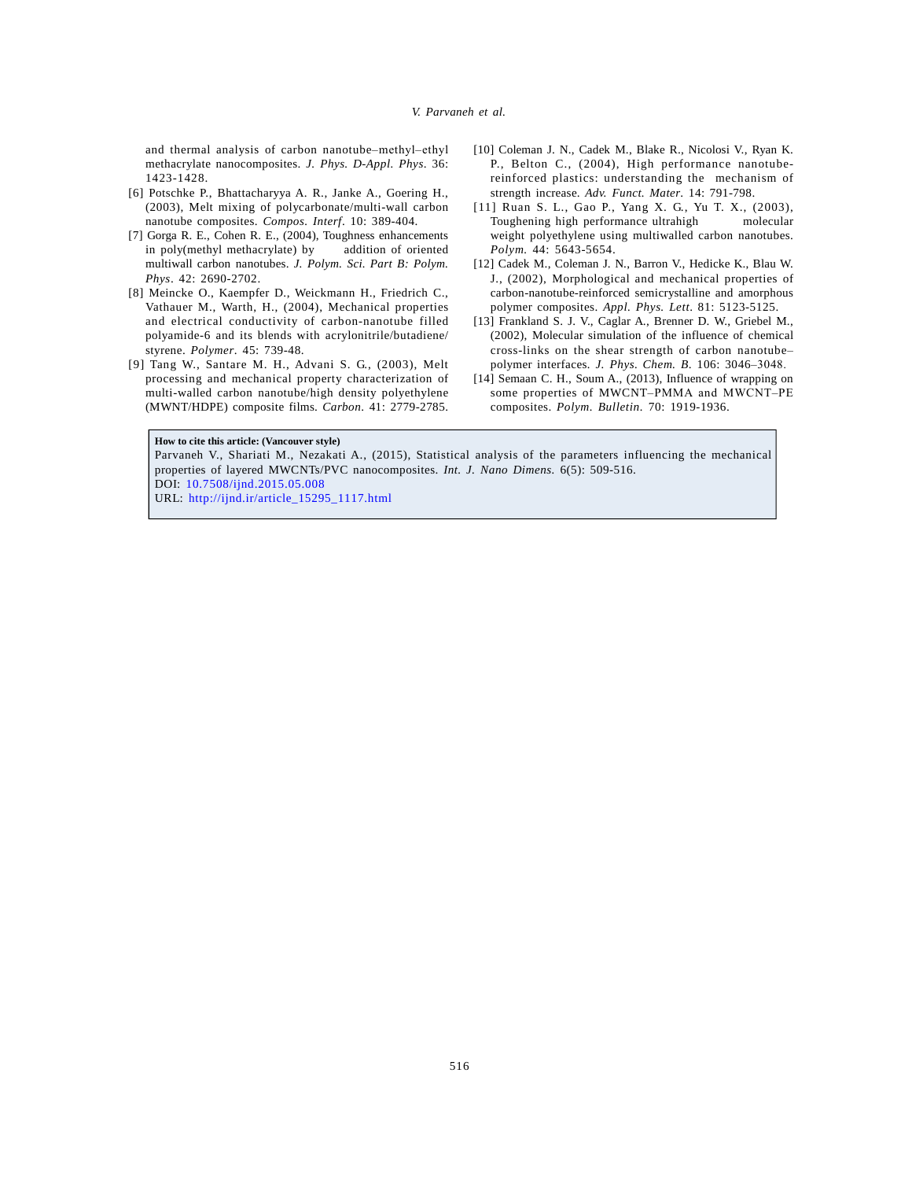and thermal analysis of carbon nanotube–methyl–ethyl methacrylate nanocomposites. *J. Phys. D-Appl. Phys*. 36: 1423-1428.

[6] Potschke P., Bhattacharyya A. R., Janke A., Goering H., (2003), Melt mixing of polycarbonate/multi-wall carbon nanotube composites. *Compos. Interf*. 10: 389-404.

[7] Gorga R. E., Cohen R. E., (2004), Toughness enhancements in poly(methyl methacrylate) by addition of oriented multiwall carbon nanotubes. *J. Polym. Sci. Part B: Polym. Phys*. 42: 2690-2702.

[8] Meincke O., Kaempfer D., Weickmann H., Friedrich C., Vathauer M., Warth, H., (2004), Mechanical properties and electrical conductivity of carbon-nanotube filled polyamide-6 and its blends with acrylonitrile/butadiene/styrene. *Polymer*. 45: 739-48.

[9] Tang W., Santare M. H., Advani S. G., (2003), Melt processing and mechanical property characterization of multi-walled carbon nanotube/high density polyethylene (MWNT/HDPE) composite films. *Carbon*. 41: 2779-2785.

[10] Coleman J. N., Cadek M., Blake R., Nicolosi V., Ryan K. P., Belton C., (2004), High performance nanotube-reinforced plastics: understanding the mechanism of strength increase. *Adv. Funct. Mater.* 14: 791-798.

[11] Ruan S. L., Gao P., Yang X. G., Yu T. X., (2003), Toughening high performance ultrahigh molecular weight polyethylene using multiwalled carbon nanotubes. *Polym.* 44: 5643-5654.

[12] Cadek M., Coleman J. N., Barron V., Hedicke K., Blau W. J., (2002), Morphological and mechanical properties of carbon-nanotube-reinforced semicrystalline and amorphous polymer composites. *Appl. Phys. Lett*. 81: 5123-5125.

[13] Frankland S. J. V., Caglar A., Brenner D. W., Griebel M., (2002), Molecular simulation of the influence of chemical cross-links on the shear strength of carbon nanotube–polymer interfaces. *J. Phys. Chem. B*. 106: 3046–3048.

[14] Semaan C. H., Soum A., (2013), Influence of wrapping on some properties of MWCNT–PMMA and MWCNT–PE composites. *Polym. Bulletin*. 70: 1919-1936.

**How to cite this article: (Vancouver style)**

Parvaneh V., Shariati M., Nezakati A., (2015), Statistical analysis of the parameters influencing the mechanical properties of layered MWCNTs/PVC nanocomposites. *Int. J. Nano Dimens.* 6(5): 509-516.

DOI: 10.7508/ijnd.2015.05.008

URL: http://ijnd.ir/article_15295_1117.html